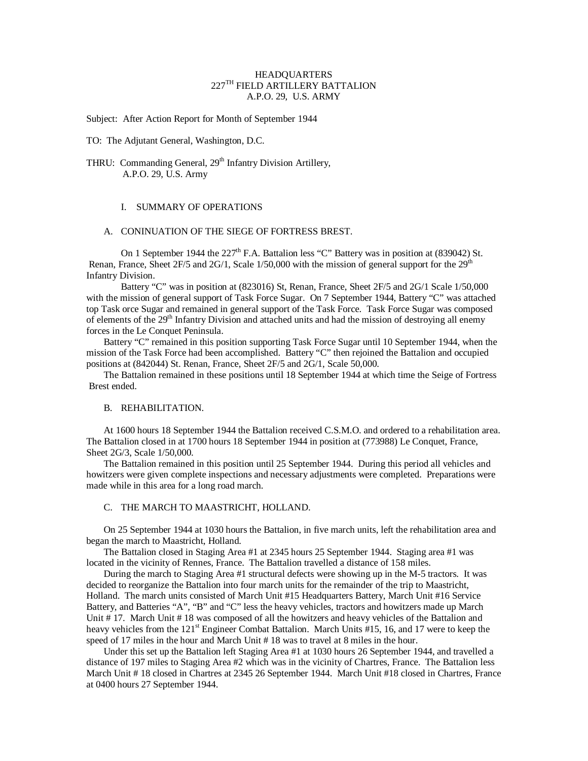HEADQUARTERS
227TH FIELD ARTILLERY BATTALION
A.P.O. 29, U.S. ARMY

Subject: After Action Report for Month of September 1944

TO: The Adjutant General, Washington, D.C.

THRU: Commanding General, 29th Infantry Division Artillery,
A.P.O. 29, U.S. Army

## I. SUMMARY OF OPERATIONS

### A. CONINUATION OF THE SIEGE OF FORTRESS BREST.

On 1 September 1944 the 227th F.A. Battalion less "C" Battery was in position at (839042) St. Renan, France, Sheet 2F/5 and 2G/1, Scale 1/50,000 with the mission of general support for the 29th Infantry Division.

Battery "C" was in position at (823016) St, Renan, France, Sheet 2F/5 and 2G/1 Scale 1/50,000 with the mission of general support of Task Force Sugar. On 7 September 1944, Battery "C" was attached top Task orce Sugar and remained in general support of the Task Force. Task Force Sugar was composed of elements of the 29th Infantry Division and attached units and had the mission of destroying all enemy forces in the Le Conquet Peninsula.

Battery "C" remained in this position supporting Task Force Sugar until 10 September 1944, when the mission of the Task Force had been accomplished. Battery "C" then rejoined the Battalion and occupied positions at (842044) St. Renan, France, Sheet 2F/5 and 2G/1, Scale 50,000.

The Battalion remained in these positions until 18 September 1944 at which time the Seige of Fortress Brest ended.

### B. REHABILITATION.

At 1600 hours 18 September 1944 the Battalion received C.S.M.O. and ordered to a rehabilitation area. The Battalion closed in at 1700 hours 18 September 1944 in position at (773988) Le Conquet, France, Sheet 2G/3, Scale 1/50,000.

The Battalion remained in this position until 25 September 1944. During this period all vehicles and howitzers were given complete inspections and necessary adjustments were completed. Preparations were made while in this area for a long road march.

### C. THE MARCH TO MAASTRICHT, HOLLAND.

On 25 September 1944 at 1030 hours the Battalion, in five march units, left the rehabilitation area and began the march to Maastricht, Holland.

The Battalion closed in Staging Area #1 at 2345 hours 25 September 1944. Staging area #1 was located in the vicinity of Rennes, France. The Battalion travelled a distance of 158 miles.

During the march to Staging Area #1 structural defects were showing up in the M-5 tractors. It was decided to reorganize the Battalion into four march units for the remainder of the trip to Maastricht, Holland. The march units consisted of March Unit #15 Headquarters Battery, March Unit #16 Service Battery, and Batteries "A", "B" and "C" less the heavy vehicles, tractors and howitzers made up March Unit # 17. March Unit # 18 was composed of all the howitzers and heavy vehicles of the Battalion and heavy vehicles from the 121st Engineer Combat Battalion. March Units #15, 16, and 17 were to keep the speed of 17 miles in the hour and March Unit # 18 was to travel at 8 miles in the hour.

Under this set up the Battalion left Staging Area #1 at 1030 hours 26 September 1944, and travelled a distance of 197 miles to Staging Area #2 which was in the vicinity of Chartres, France. The Battalion less March Unit # 18 closed in Chartres at 2345 26 September 1944. March Unit #18 closed in Chartres, France at 0400 hours 27 September 1944.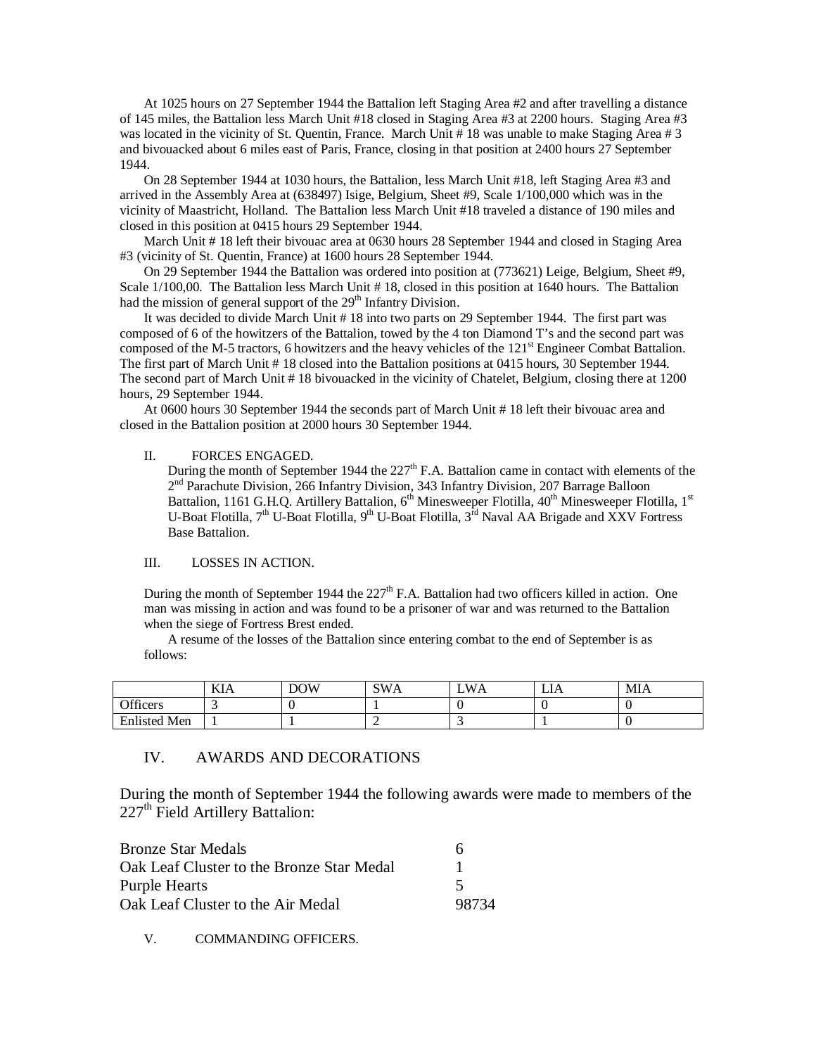At 1025 hours on 27 September 1944 the Battalion left Staging Area #2 and after travelling a distance of 145 miles, the Battalion less March Unit #18 closed in Staging Area #3 at 2200 hours. Staging Area #3 was located in the vicinity of St. Quentin, France. March Unit # 18 was unable to make Staging Area # 3 and bivouacked about 6 miles east of Paris, France, closing in that position at 2400 hours 27 September 1944.

On 28 September 1944 at 1030 hours, the Battalion, less March Unit #18, left Staging Area #3 and arrived in the Assembly Area at (638497) Isige, Belgium, Sheet #9, Scale 1/100,000 which was in the vicinity of Maastricht, Holland. The Battalion less March Unit #18 traveled a distance of 190 miles and closed in this position at 0415 hours 29 September 1944.

March Unit # 18 left their bivouac area at 0630 hours 28 September 1944 and closed in Staging Area #3 (vicinity of St. Quentin, France) at 1600 hours 28 September 1944.

On 29 September 1944 the Battalion was ordered into position at (773621) Leige, Belgium, Sheet #9, Scale 1/100,00. The Battalion less March Unit # 18, closed in this position at 1640 hours. The Battalion had the mission of general support of the 29th Infantry Division.

It was decided to divide March Unit # 18 into two parts on 29 September 1944. The first part was composed of 6 of the howitzers of the Battalion, towed by the 4 ton Diamond T's and the second part was composed of the M-5 tractors, 6 howitzers and the heavy vehicles of the 121st Engineer Combat Battalion. The first part of March Unit # 18 closed into the Battalion positions at 0415 hours, 30 September 1944. The second part of March Unit # 18 bivouacked in the vicinity of Chatelet, Belgium, closing there at 1200 hours, 29 September 1944.

At 0600 hours 30 September 1944 the seconds part of March Unit # 18 left their bivouac area and closed in the Battalion position at 2000 hours 30 September 1944.

II. FORCES ENGAGED.

During the month of September 1944 the 227th F.A. Battalion came in contact with elements of the 2nd Parachute Division, 266 Infantry Division, 343 Infantry Division, 207 Barrage Balloon Battalion, 1161 G.H.Q. Artillery Battalion, 6th Minesweeper Flotilla, 40th Minesweeper Flotilla, 1st U-Boat Flotilla, 7th U-Boat Flotilla, 9th U-Boat Flotilla, 3rd Naval AA Brigade and XXV Fortress Base Battalion.

III. LOSSES IN ACTION.

During the month of September 1944 the 227th F.A. Battalion had two officers killed in action. One man was missing in action and was found to be a prisoner of war and was returned to the Battalion when the siege of Fortress Brest ended.

A resume of the losses of the Battalion since entering combat to the end of September is as follows:

| | KIA | DOW | SWA | LWA | LIA | MIA |
|---|---|---|---|---|---|---|
| Officers | 3 | 0 | 1 | 0 | 0 | 0 |
| Enlisted Men | 1 | 1 | 2 | 3 | 1 | 0 |

## IV. AWARDS AND DECORATIONS

During the month of September 1944 the following awards were made to members of the 227th Field Artillery Battalion:

| | |
|---|---|
| Bronze Star Medals | 6 |
| Oak Leaf Cluster to the Bronze Star Medal | 1 |
| Purple Hearts | 5 |
| Oak Leaf Cluster to the Air Medal | 98734 |

V. COMMANDING OFFICERS.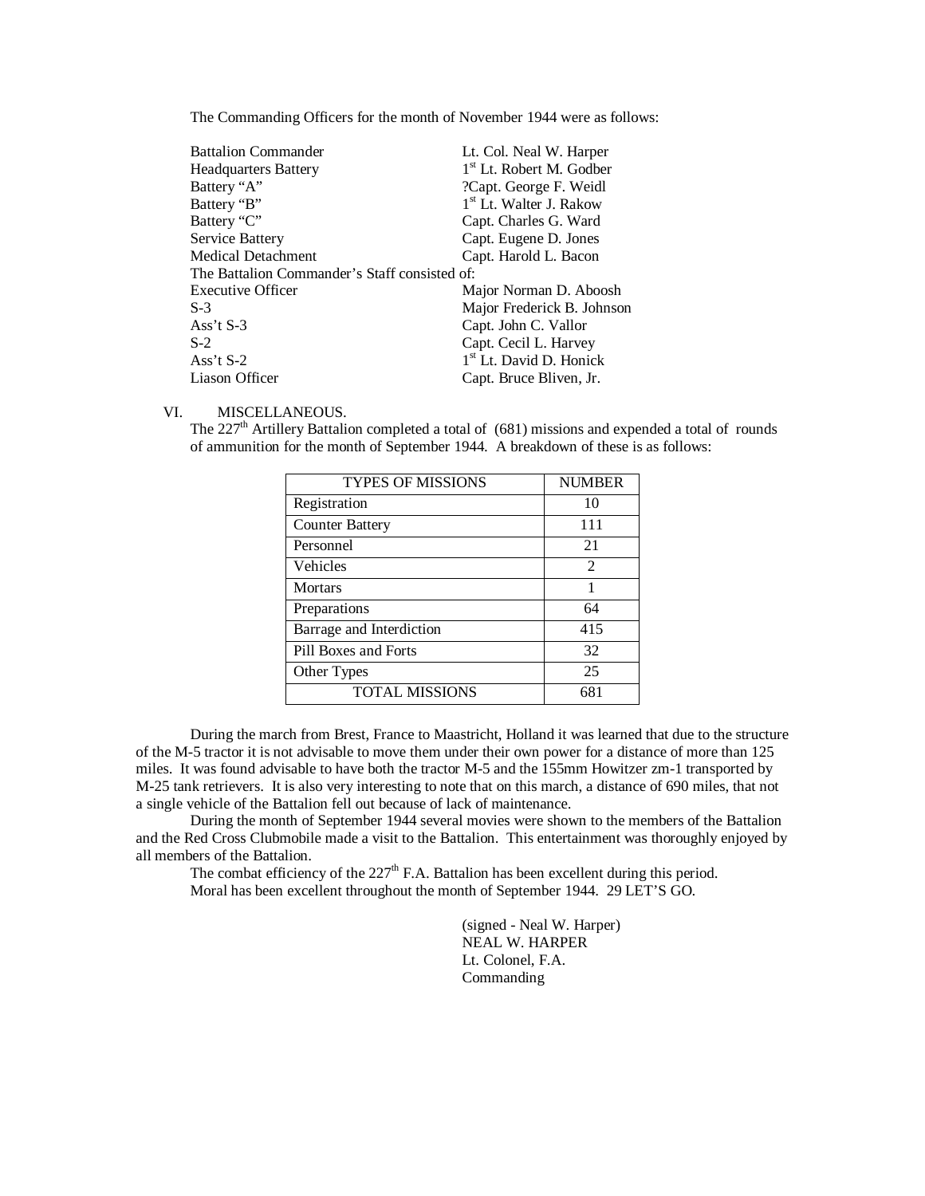The Commanding Officers for the month of November 1944 were as follows:

| | |
|---|---|
| Battalion Commander | Lt. Col. Neal W. Harper |
| Headquarters Battery | 1st Lt. Robert M. Godber |
| Battery "A" | ?Capt. George F. Weidl |
| Battery "B" | 1st Lt. Walter J. Rakow |
| Battery "C" | Capt. Charles G. Ward |
| Service Battery | Capt. Eugene D. Jones |
| Medical Detachment | Capt. Harold L. Bacon |

The Battalion Commander's Staff consisted of:

| | |
|---|---|
| Executive Officer | Major Norman D. Aboosh |
| S-3 | Major Frederick B. Johnson |
| Ass't S-3 | Capt. John C. Vallor |
| S-2 | Capt. Cecil L. Harvey |
| Ass't S-2 | 1st Lt. David D. Honick |
| Liason Officer | Capt. Bruce Bliven, Jr. |

VI. MISCELLANEOUS.

The 227th Artillery Battalion completed a total of (681) missions and expended a total of rounds of ammunition for the month of September 1944. A breakdown of these is as follows:

| TYPES OF MISSIONS | NUMBER |
|---|---|
| Registration | 10 |
| Counter Battery | 111 |
| Personnel | 21 |
| Vehicles | 2 |
| Mortars | 1 |
| Preparations | 64 |
| Barrage and Interdiction | 415 |
| Pill Boxes and Forts | 32 |
| Other Types | 25 |
| TOTAL MISSIONS | 681 |

During the march from Brest, France to Maastricht, Holland it was learned that due to the structure of the M-5 tractor it is not advisable to move them under their own power for a distance of more than 125 miles. It was found advisable to have both the tractor M-5 and the 155mm Howitzer zm-1 transported by M-25 tank retrievers. It is also very interesting to note that on this march, a distance of 690 miles, that not a single vehicle of the Battalion fell out because of lack of maintenance.

During the month of September 1944 several movies were shown to the members of the Battalion and the Red Cross Clubmobile made a visit to the Battalion. This entertainment was thoroughly enjoyed by all members of the Battalion.

The combat efficiency of the 227th F.A. Battalion has been excellent during this period.

Moral has been excellent throughout the month of September 1944. 29 LET'S GO.

(signed - Neal W. Harper)
NEAL W. HARPER
Lt. Colonel, F.A.
Commanding